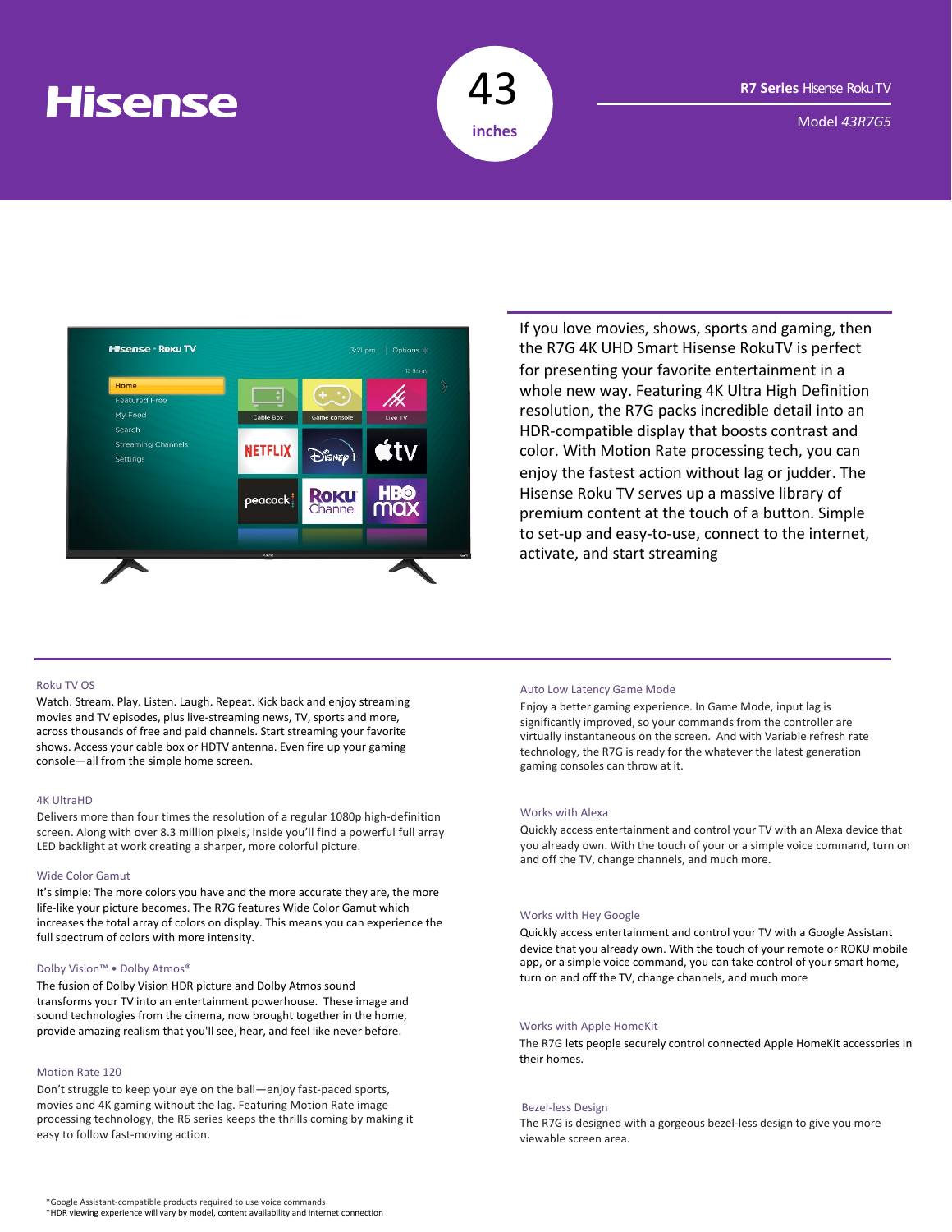# Hisense

**43** inches

**R7 Series** Hisense Roku TV

Model *43R7G5*

If you love movies, shows, sports and gaming, then the R7G 4K UHD Smart Hisense RokuTV is perfect for presenting your favorite entertainment in a whole new way. Featuring 4K Ultra High Definition resolution, the R7G packs incredible detail into an HDR-compatible display that boosts contrast and color. With Motion Rate processing tech, you can enjoy the fastest action without lag or judder. The Hisense Roku TV serves up a massive library of premium content at the touch of a button. Simple to set-up and easy-to-use, connect to the internet, activate, and start streaming

### Roku TV OS

Watch. Stream. Play. Listen. Laugh. Repeat. Kick back and enjoy streaming movies and TV episodes, plus live-streaming news, TV, sports and more, across thousands of free and paid channels. Start streaming your favorite shows. Access your cable box or HDTV antenna. Even fire up your gaming console—all from the simple home screen.

### 4K UltraHD

Delivers more than four times the resolution of a regular 1080p high-definition screen. Along with over 8.3 million pixels, inside you'll find a powerful full array LED backlight at work creating a sharper, more colorful picture.

### Wide Color Gamut

It's simple: The more colors you have and the more accurate they are, the more life-like your picture becomes. The R7G features Wide Color Gamut which increases the total array of colors on display. This means you can experience the full spectrum of colors with more intensity.

### Dolby Vision™ • Dolby Atmos®

The fusion of Dolby Vision HDR picture and Dolby Atmos sound transforms your TV into an entertainment powerhouse. These image and sound technologies from the cinema, now brought together in the home, provide amazing realism that you'll see, hear, and feel like never before.

### Motion Rate 120

Don't struggle to keep your eye on the ball—enjoy fast-paced sports, movies and 4K gaming without the lag. Featuring Motion Rate image processing technology, the R6 series keeps the thrills coming by making it easy to follow fast-moving action.

### Auto Low Latency Game Mode

Enjoy a better gaming experience. In Game Mode, input lag is significantly improved, so your commands from the controller are virtually instantaneous on the screen. And with Variable refresh rate technology, the R7G is ready for the whatever the latest generation gaming consoles can throw at it.

### Works with Alexa

Quickly access entertainment and control your TV with an Alexa device that you already own. With the touch of your or a simple voice command, turn on and off the TV, change channels, and much more.

### Works with Hey Google

Quickly access entertainment and control your TV with a Google Assistant device that you already own. With the touch of your remote or ROKU mobile app, or a simple voice command, you can take control of your smart home, turn on and off the TV, change channels, and much more

### Works with Apple HomeKit

The R7G lets people securely control connected Apple HomeKit accessories in their homes.

### Bezel-less Design

The R7G is designed with a gorgeous bezel-less design to give you more viewable screen area.

*Google Assistant-compatible products required to use voice commands
*HDR viewing experience will vary by model, content availability and internet connection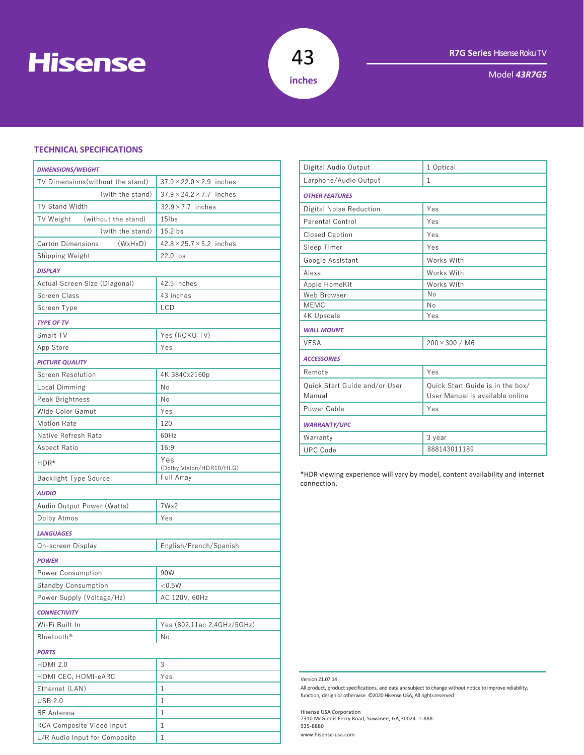**Hisense**

**43 inches**

**R7G Series** Hisense Roku TV

Model ***43R7G5***

## TECHNICAL SPECIFICATIONS

| | |
|---|---|
| ***DIMENSIONS/WEIGHT*** | |
| TV Dimensions(without the stand) | 37.9 × 22.0 × 2.9 inches |
| (with the stand) | 37.9 × 24.2 × 7.7 inches |
| TV Stand Width | 32.9 × 7.7 inches |
| TV Weight (without the stand) | 15lbs |
| (with the stand) | 15.2lbs |
| Carton Dimensions (WxHxD) | 42.8 × 25.7 × 5.2 inches |
| Shipping Weight | 22.0 lbs |
| ***DISPLAY*** | |
| Actual Screen Size (Diagonal) | 42.5 inches |
| Screen Class | 43 inches |
| Screen Type | LCD |
| ***TYPE OF TV*** | |
| Smart TV | Yes (ROKU TV) |
| App Store | Yes |
| ***PICTURE QUALITY*** | |
| Screen Resolution | 4K 3840x2160p |
| Local Dimming | No |
| Peak Brightness | No |
| Wide Color Gamut | Yes |
| Motion Rate | 120 |
| Native Refresh Rate | 60Hz |
| Aspect Ratio | 16:9 |
| HDR* | Yes (Dolby Vision/HDR10/HLG) |
| Backlight Type Source | Full Array |
| ***AUDIO*** | |
| Audio Output Power (Watts) | 7Wx2 |
| Dolby Atmos | Yes |
| ***LANGUAGES*** | |
| On-screen Display | English/French/Spanish |
| ***POWER*** | |
| Power Consumption | 90W |
| Standby Consumption | <0.5W |
| Power Supply (Voltage/Hz) | AC 120V, 60Hz |
| ***CONNECTIVITY*** | |
| Wi-Fi Built In | Yes (802.11ac 2.4GHz/5GHz) |
| Bluetooth® | No |
| ***PORTS*** | |
| HDMI 2.0 | 3 |
| HDMI CEC, HDMI-eARC | Yes |
| Ethernet (LAN) | 1 |
| USB 2.0 | 1 |
| RF Antenna | 1 |
| RCA Composite Video Input | 1 |
| L/R Audio Input for Composite | 1 |
| Digital Audio Output | 1 Optical |
| Earphone/Audio Output | 1 |
| ***OTHER FEATURES*** | |
| Digital Noise Reduction | Yes |
| Parental Control | Yes |
| Closed Caption | Yes |
| Sleep Timer | Yes |
| Google Assistant | Works With |
| Alexa | Works With |
| Apple HomeKit | Works With |
| Web Browser | No |
| MEMC | No |
| 4K Upscale | Yes |
| ***WALL MOUNT*** | |
| VESA | 200 × 300 / M6 |
| ***ACCESSORIES*** | |
| Remote | Yes |
| Quick Start Guide and/or User Manual | Quick Start Guide is in the box/ User Manual is available online |
| Power Cable | Yes |
| ***WARRANTY/UPC*** | |
| Warranty | 3 year |
| UPC Code | 888143011189 |

*HDR viewing experience will vary by model, content availability and internet connection.

Version 21.07.14

All product, product specifications, and data are subject to change without notice to improve reliability, function, design or otherwise. ©2020 Hisense USA, All rights reserved

Hisense USA Corporation
7310 McGinnis Ferry Road, Suwanee, GA, 30024 1-888-935-8880
www.hisense-usa.com